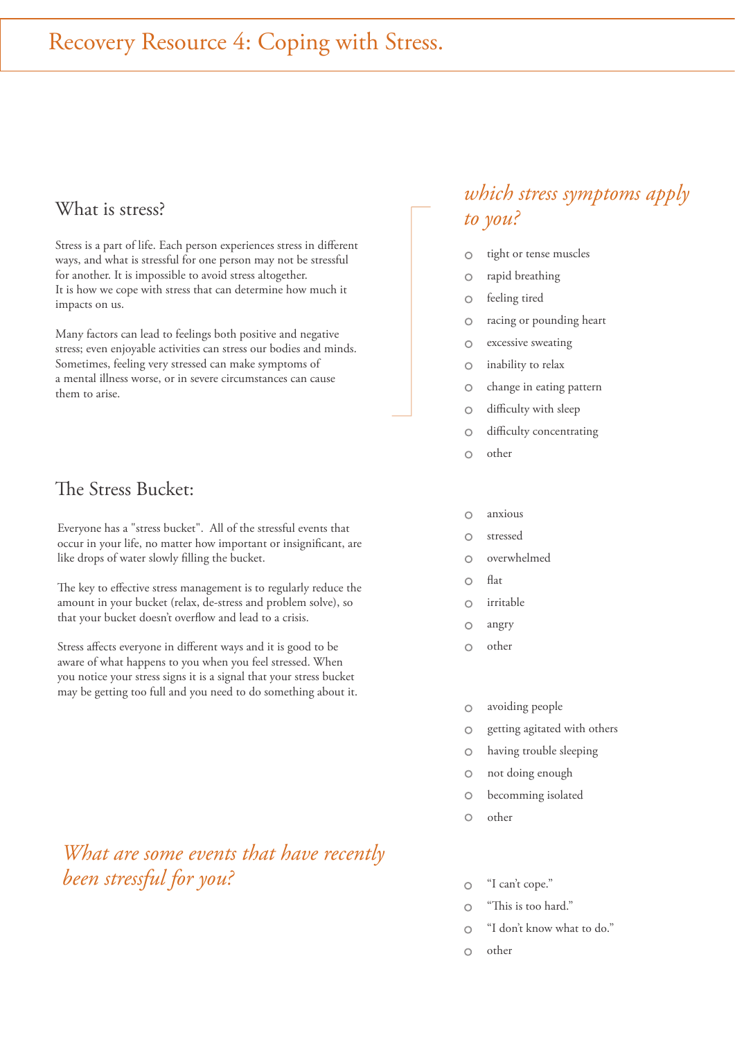# Recovery Resource 4: Coping with Stress.

## What is stress?

Stress is a part of life. Each person experiences stress in different ways, and what is stressful for one person may not be stressful for another. It is impossible to avoid stress altogether.
It is how we cope with stress that can determine how much it impacts on us.

Many factors can lead to feelings both positive and negative stress; even enjoyable activities can stress our bodies and minds. Sometimes, feeling very stressed can make symptoms of a mental illness worse, or in severe circumstances can cause them to arise.

## The Stress Bucket:

Everyone has a "stress bucket". All of the stressful events that occur in your life, no matter how important or insignificant, are like drops of water slowly filling the bucket.

The key to effective stress management is to regularly reduce the amount in your bucket (relax, de-stress and problem solve), so that your bucket doesn't overflow and lead to a crisis.

Stress affects everyone in different ways and it is good to be aware of what happens to you when you feel stressed. When you notice your stress signs it is a signal that your stress bucket may be getting too full and you need to do something about it.

*What are some events that have recently been stressful for you?*

*which stress symptoms apply to you?*

- tight or tense muscles
- rapid breathing
- feeling tired
- racing or pounding heart
- excessive sweating
- inability to relax
- change in eating pattern
- difficulty with sleep
- difficulty concentrating
- other

- anxious
- stressed
- overwhelmed
- flat
- irritable
- angry
- other

- avoiding people
- getting agitated with others
- having trouble sleeping
- not doing enough
- becomming isolated
- other

- "I can't cope."
- "This is too hard."
- "I don't know what to do."
- other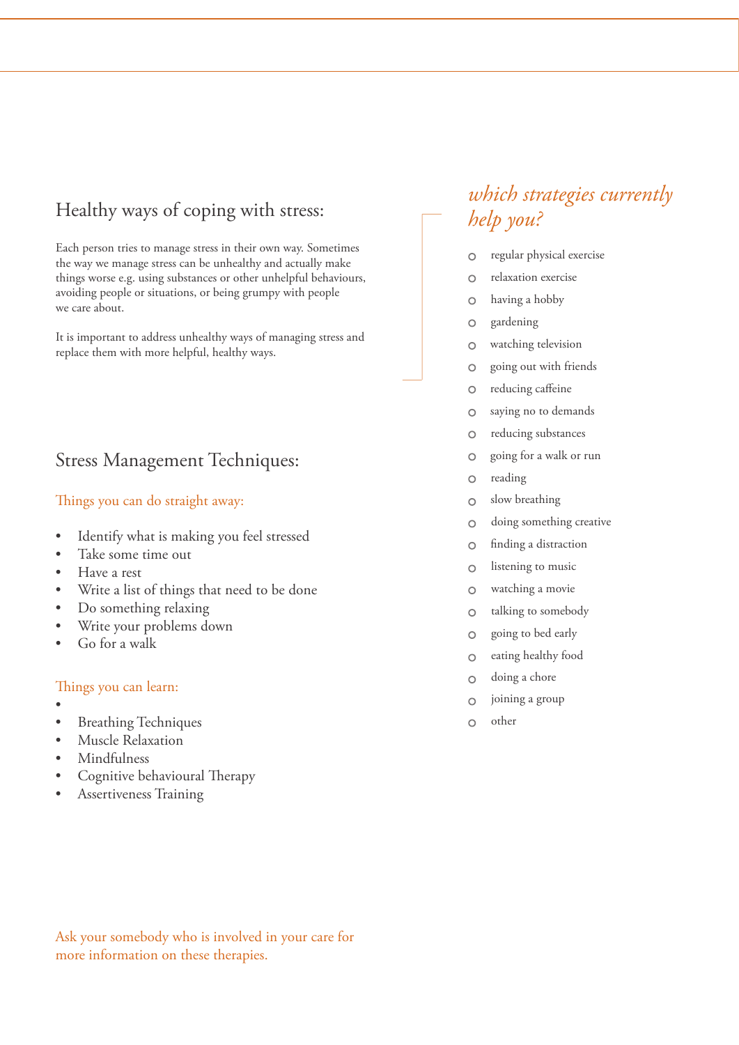## Healthy ways of coping with stress:

Each person tries to manage stress in their own way. Sometimes the way we manage stress can be unhealthy and actually make things worse e.g. using substances or other unhelpful behaviours, avoiding people or situations, or being grumpy with people we care about.

It is important to address unhealthy ways of managing stress and replace them with more helpful, healthy ways.

## Stress Management Techniques:

### Things you can do straight away:

- Identify what is making you feel stressed
- Take some time out
- Have a rest
- Write a list of things that need to be done
- Do something relaxing
- Write your problems down
- Go for a walk

### Things you can learn:

- 
- Breathing Techniques
- Muscle Relaxation
- Mindfulness
- Cognitive behavioural Therapy
- Assertiveness Training

Ask your somebody who is involved in your care for more information on these therapies.

## *which strategies currently help you?*

- regular physical exercise
- relaxation exercise
- having a hobby
- gardening
- watching television
- going out with friends
- reducing caffeine
- saying no to demands
- reducing substances
- going for a walk or run
- reading
- slow breathing
- doing something creative
- finding a distraction
- listening to music
- watching a movie
- talking to somebody
- going to bed early
- eating healthy food
- doing a chore
- joining a group
- other